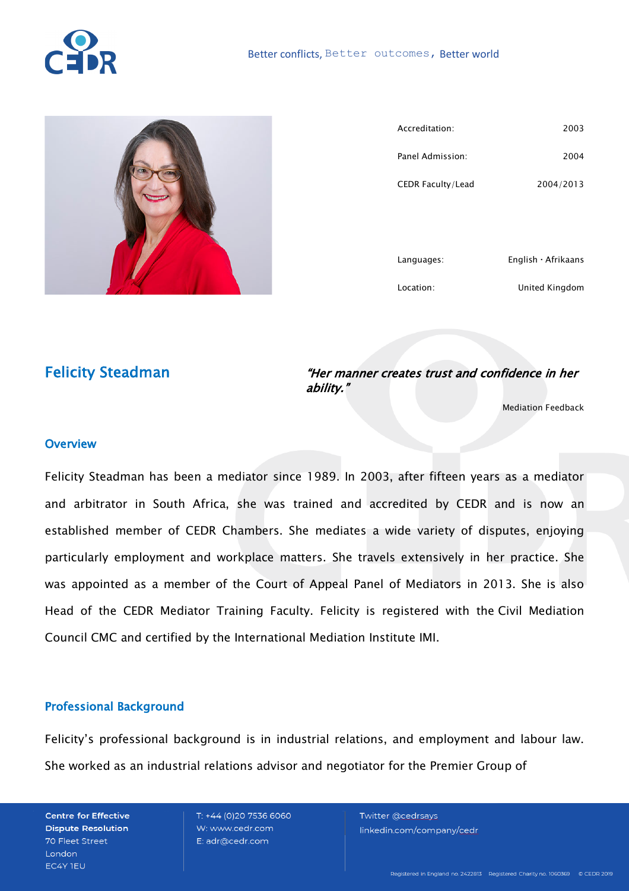Better conflicts, Better outcomes, Better world

| | |
|---|---|
| Accreditation: | 2003 |
| Panel Admission: | 2004 |
| CEDR Faculty/Lead | 2004/2013 |
| Languages: | English · Afrikaans |
| Location: | United Kingdom |

# Felicity Steadman

*"Her manner creates trust and confidence in her ability."*

Mediation Feedback

## Overview

Felicity Steadman has been a mediator since 1989. In 2003, after fifteen years as a mediator and arbitrator in South Africa, she was trained and accredited by CEDR and is now an established member of CEDR Chambers. She mediates a wide variety of disputes, enjoying particularly employment and workplace matters. She travels extensively in her practice. She was appointed as a member of the Court of Appeal Panel of Mediators in 2013. She is also Head of the CEDR Mediator Training Faculty. Felicity is registered with the Civil Mediation Council CMC and certified by the International Mediation Institute IMI.

## Professional Background

Felicity's professional background is in industrial relations, and employment and labour law. She worked as an industrial relations advisor and negotiator for the Premier Group of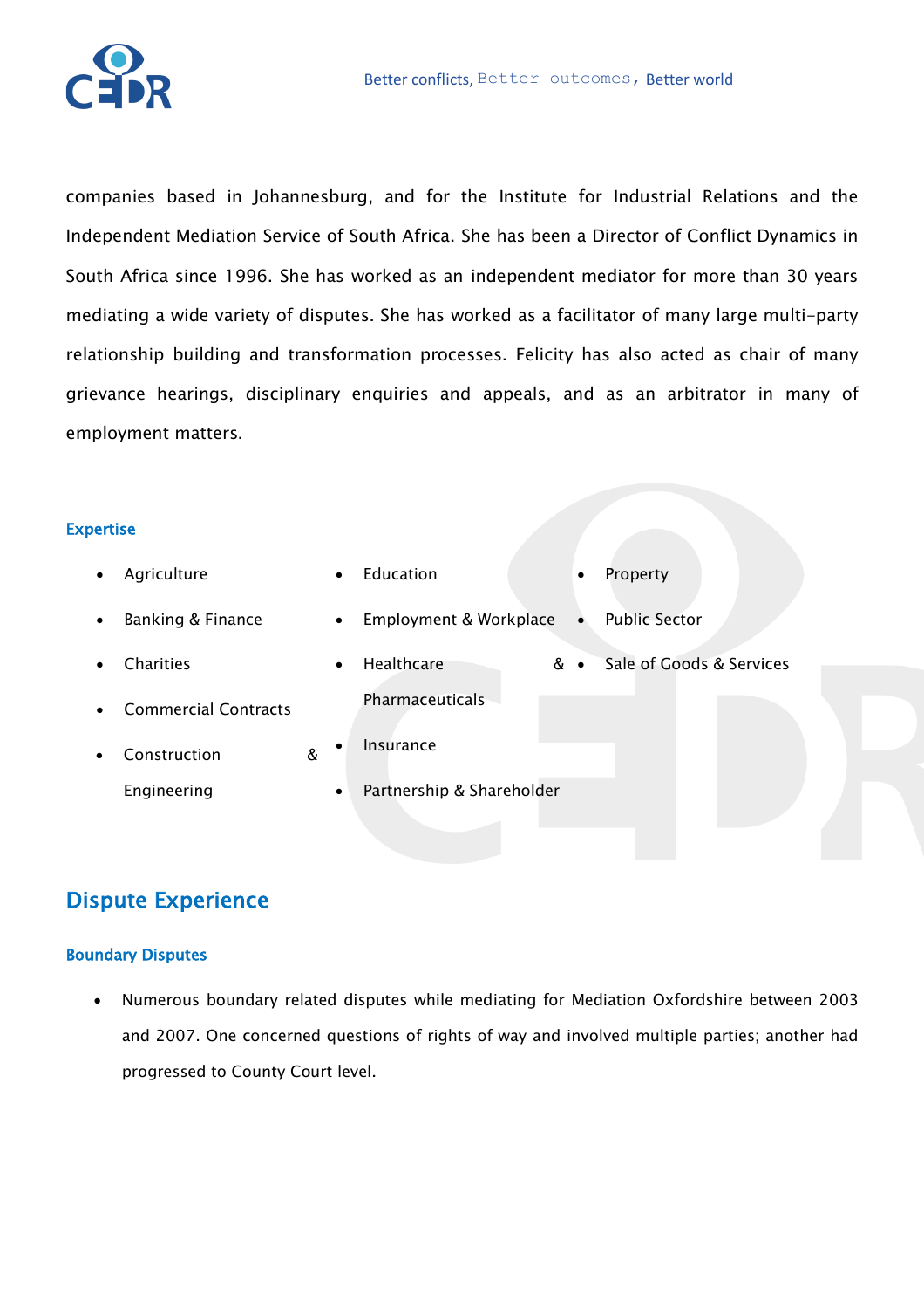companies based in Johannesburg, and for the Institute for Industrial Relations and the Independent Mediation Service of South Africa. She has been a Director of Conflict Dynamics in South Africa since 1996. She has worked as an independent mediator for more than 30 years mediating a wide variety of disputes. She has worked as a facilitator of many large multi-party relationship building and transformation processes. Felicity has also acted as chair of many grievance hearings, disciplinary enquiries and appeals, and as an arbitrator in many of employment matters.

### Expertise

- Agriculture
- Banking & Finance
- Charities
- Commercial Contracts
- Construction & Engineering
- Education
- Employment & Workplace
- Healthcare & Pharmaceuticals
- Insurance
- Partnership & Shareholder
- Property
- Public Sector
- Sale of Goods & Services

## Dispute Experience

### Boundary Disputes

- Numerous boundary related disputes while mediating for Mediation Oxfordshire between 2003 and 2007. One concerned questions of rights of way and involved multiple parties; another had progressed to County Court level.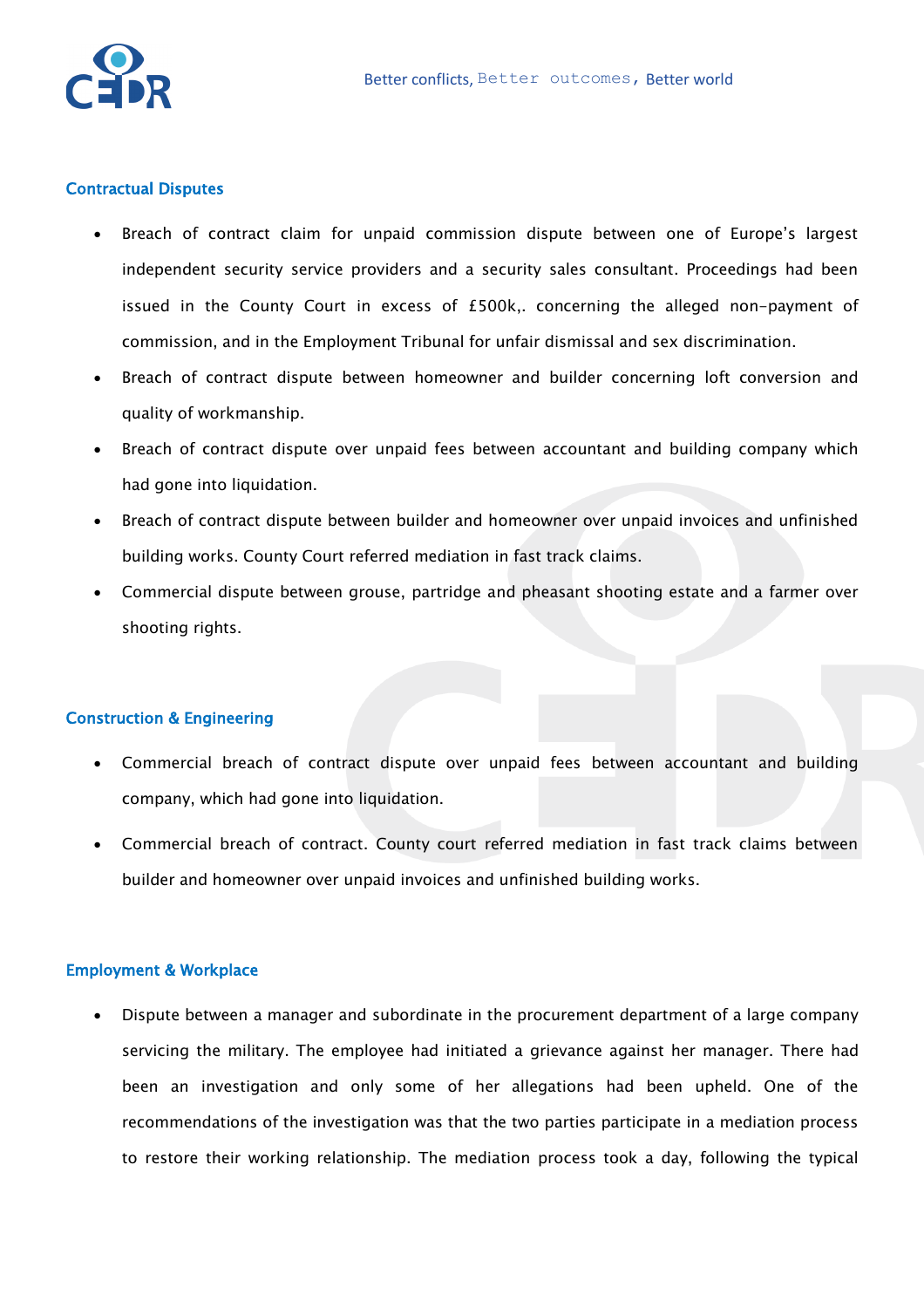## Contractual Disputes

- Breach of contract claim for unpaid commission dispute between one of Europe's largest independent security service providers and a security sales consultant. Proceedings had been issued in the County Court in excess of £500k,. concerning the alleged non-payment of commission, and in the Employment Tribunal for unfair dismissal and sex discrimination.
- Breach of contract dispute between homeowner and builder concerning loft conversion and quality of workmanship.
- Breach of contract dispute over unpaid fees between accountant and building company which had gone into liquidation.
- Breach of contract dispute between builder and homeowner over unpaid invoices and unfinished building works. County Court referred mediation in fast track claims.
- Commercial dispute between grouse, partridge and pheasant shooting estate and a farmer over shooting rights.

## Construction & Engineering

- Commercial breach of contract dispute over unpaid fees between accountant and building company, which had gone into liquidation.
- Commercial breach of contract. County court referred mediation in fast track claims between builder and homeowner over unpaid invoices and unfinished building works.

## Employment & Workplace

- Dispute between a manager and subordinate in the procurement department of a large company servicing the military. The employee had initiated a grievance against her manager. There had been an investigation and only some of her allegations had been upheld. One of the recommendations of the investigation was that the two parties participate in a mediation process to restore their working relationship. The mediation process took a day, following the typical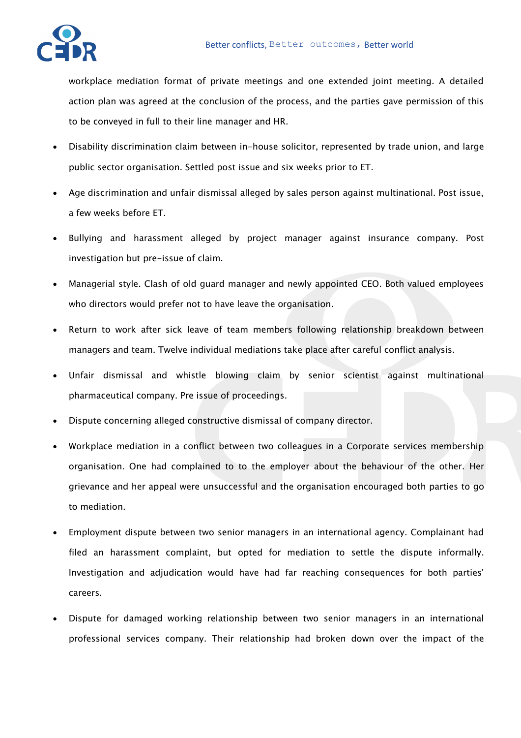workplace mediation format of private meetings and one extended joint meeting. A detailed action plan was agreed at the conclusion of the process, and the parties gave permission of this to be conveyed in full to their line manager and HR.

- Disability discrimination claim between in-house solicitor, represented by trade union, and large public sector organisation. Settled post issue and six weeks prior to ET.
- Age discrimination and unfair dismissal alleged by sales person against multinational. Post issue, a few weeks before ET.
- Bullying and harassment alleged by project manager against insurance company. Post investigation but pre-issue of claim.
- Managerial style. Clash of old guard manager and newly appointed CEO. Both valued employees who directors would prefer not to have leave the organisation.
- Return to work after sick leave of team members following relationship breakdown between managers and team. Twelve individual mediations take place after careful conflict analysis.
- Unfair dismissal and whistle blowing claim by senior scientist against multinational pharmaceutical company. Pre issue of proceedings.
- Dispute concerning alleged constructive dismissal of company director.
- Workplace mediation in a conflict between two colleagues in a Corporate services membership organisation. One had complained to to the employer about the behaviour of the other. Her grievance and her appeal were unsuccessful and the organisation encouraged both parties to go to mediation.
- Employment dispute between two senior managers in an international agency. Complainant had filed an harassment complaint, but opted for mediation to settle the dispute informally. Investigation and adjudication would have had far reaching consequences for both parties' careers.
- Dispute for damaged working relationship between two senior managers in an international professional services company. Their relationship had broken down over the impact of the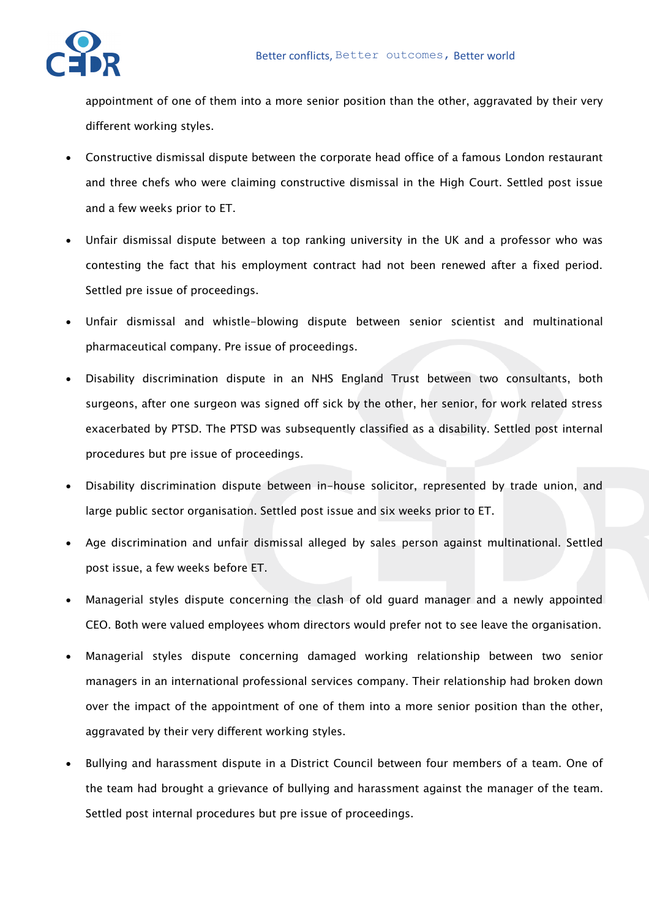appointment of one of them into a more senior position than the other, aggravated by their very different working styles.

- Constructive dismissal dispute between the corporate head office of a famous London restaurant and three chefs who were claiming constructive dismissal in the High Court. Settled post issue and a few weeks prior to ET.
- Unfair dismissal dispute between a top ranking university in the UK and a professor who was contesting the fact that his employment contract had not been renewed after a fixed period. Settled pre issue of proceedings.
- Unfair dismissal and whistle-blowing dispute between senior scientist and multinational pharmaceutical company. Pre issue of proceedings.
- Disability discrimination dispute in an NHS England Trust between two consultants, both surgeons, after one surgeon was signed off sick by the other, her senior, for work related stress exacerbated by PTSD. The PTSD was subsequently classified as a disability. Settled post internal procedures but pre issue of proceedings.
- Disability discrimination dispute between in-house solicitor, represented by trade union, and large public sector organisation. Settled post issue and six weeks prior to ET.
- Age discrimination and unfair dismissal alleged by sales person against multinational. Settled post issue, a few weeks before ET.
- Managerial styles dispute concerning the clash of old guard manager and a newly appointed CEO. Both were valued employees whom directors would prefer not to see leave the organisation.
- Managerial styles dispute concerning damaged working relationship between two senior managers in an international professional services company. Their relationship had broken down over the impact of the appointment of one of them into a more senior position than the other, aggravated by their very different working styles.
- Bullying and harassment dispute in a District Council between four members of a team. One of the team had brought a grievance of bullying and harassment against the manager of the team. Settled post internal procedures but pre issue of proceedings.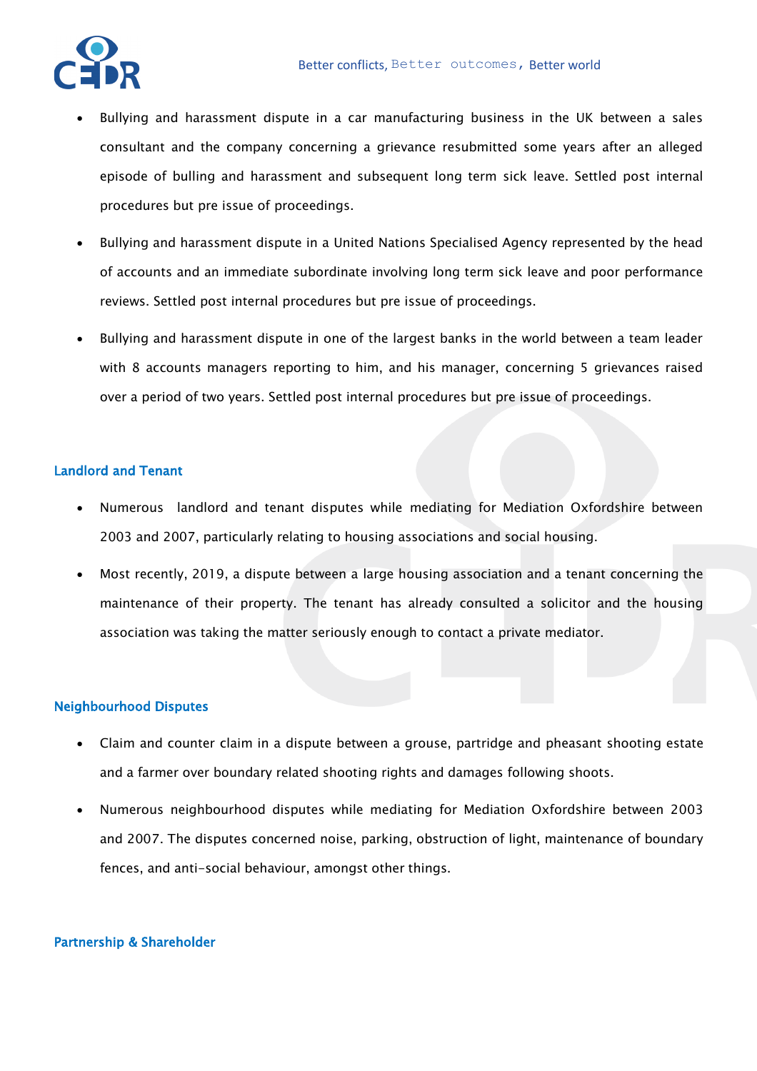- Bullying and harassment dispute in a car manufacturing business in the UK between a sales consultant and the company concerning a grievance resubmitted some years after an alleged episode of bulling and harassment and subsequent long term sick leave. Settled post internal procedures but pre issue of proceedings.
- Bullying and harassment dispute in a United Nations Specialised Agency represented by the head of accounts and an immediate subordinate involving long term sick leave and poor performance reviews. Settled post internal procedures but pre issue of proceedings.
- Bullying and harassment dispute in one of the largest banks in the world between a team leader with 8 accounts managers reporting to him, and his manager, concerning 5 grievances raised over a period of two years. Settled post internal procedures but pre issue of proceedings.

## Landlord and Tenant

- Numerous landlord and tenant disputes while mediating for Mediation Oxfordshire between 2003 and 2007, particularly relating to housing associations and social housing.
- Most recently, 2019, a dispute between a large housing association and a tenant concerning the maintenance of their property. The tenant has already consulted a solicitor and the housing association was taking the matter seriously enough to contact a private mediator.

## Neighbourhood Disputes

- Claim and counter claim in a dispute between a grouse, partridge and pheasant shooting estate and a farmer over boundary related shooting rights and damages following shoots.
- Numerous neighbourhood disputes while mediating for Mediation Oxfordshire between 2003 and 2007. The disputes concerned noise, parking, obstruction of light, maintenance of boundary fences, and anti-social behaviour, amongst other things.

## Partnership & Shareholder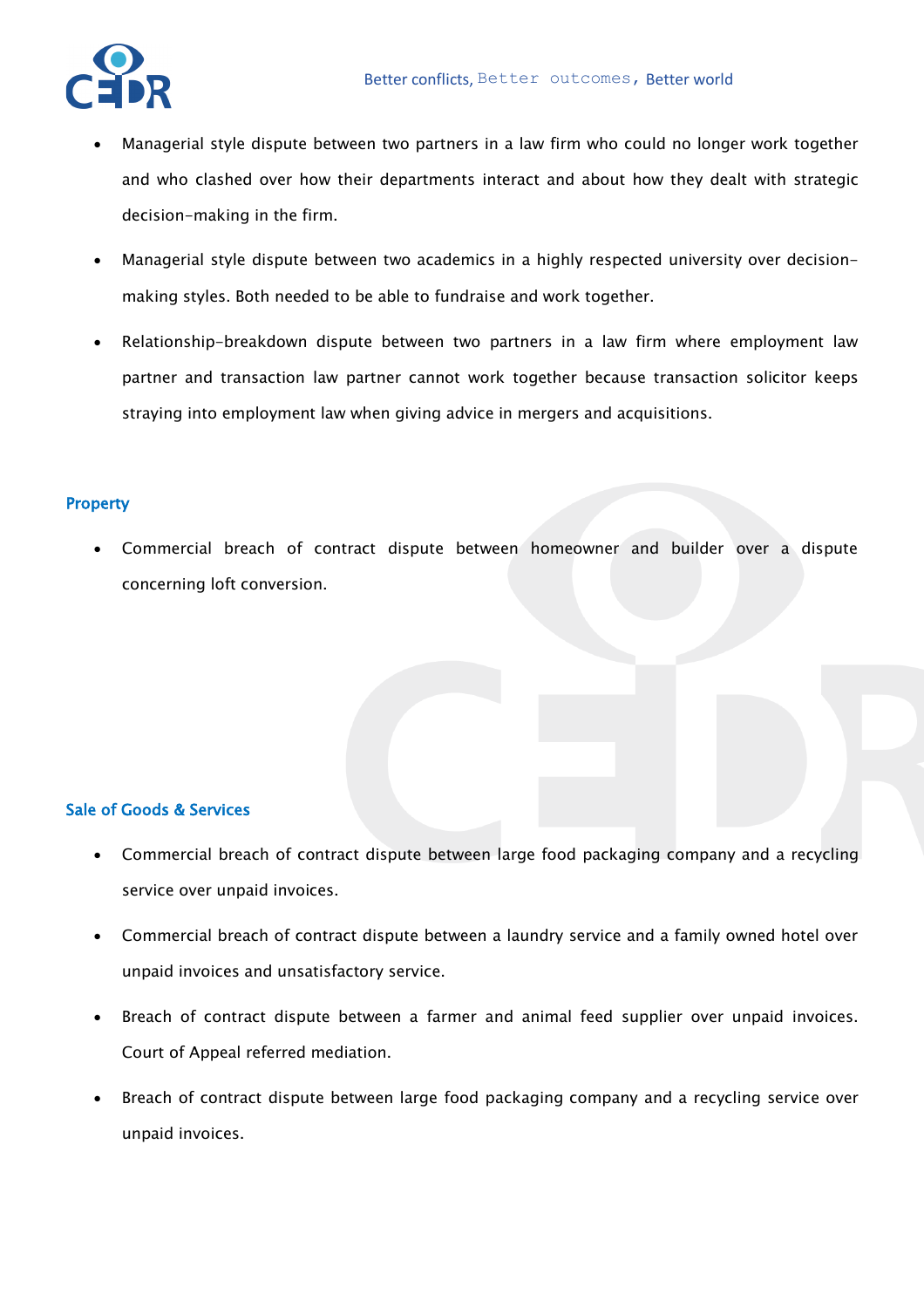- Managerial style dispute between two partners in a law firm who could no longer work together and who clashed over how their departments interact and about how they dealt with strategic decision-making in the firm.
- Managerial style dispute between two academics in a highly respected university over decision-making styles. Both needed to be able to fundraise and work together.
- Relationship-breakdown dispute between two partners in a law firm where employment law partner and transaction law partner cannot work together because transaction solicitor keeps straying into employment law when giving advice in mergers and acquisitions.

## Property

- Commercial breach of contract dispute between homeowner and builder over a dispute concerning loft conversion.

## Sale of Goods & Services

- Commercial breach of contract dispute between large food packaging company and a recycling service over unpaid invoices.
- Commercial breach of contract dispute between a laundry service and a family owned hotel over unpaid invoices and unsatisfactory service.
- Breach of contract dispute between a farmer and animal feed supplier over unpaid invoices. Court of Appeal referred mediation.
- Breach of contract dispute between large food packaging company and a recycling service over unpaid invoices.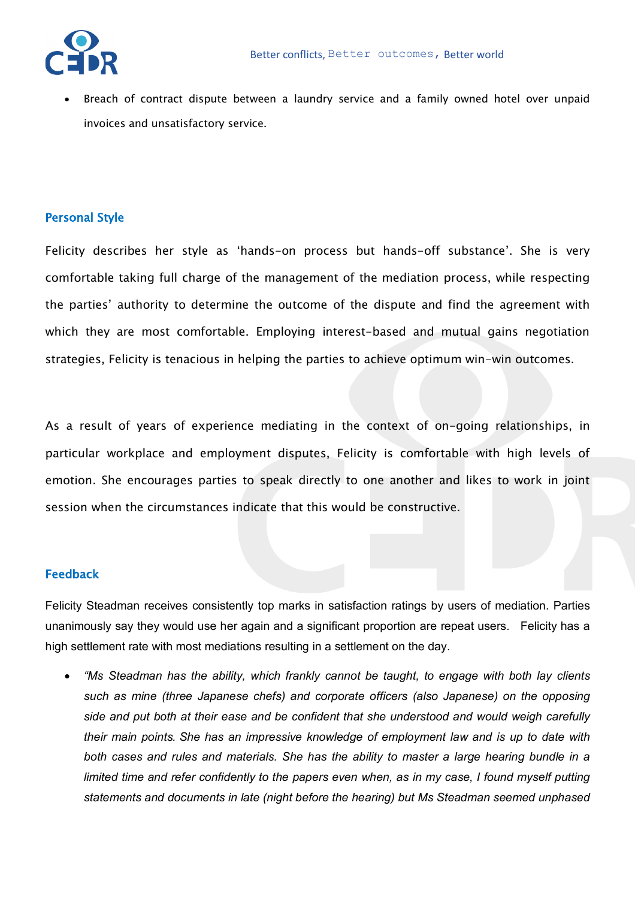- Breach of contract dispute between a laundry service and a family owned hotel over unpaid invoices and unsatisfactory service.

## Personal Style

Felicity describes her style as 'hands-on process but hands-off substance'. She is very comfortable taking full charge of the management of the mediation process, while respecting the parties' authority to determine the outcome of the dispute and find the agreement with which they are most comfortable. Employing interest-based and mutual gains negotiation strategies, Felicity is tenacious in helping the parties to achieve optimum win-win outcomes.

As a result of years of experience mediating in the context of on-going relationships, in particular workplace and employment disputes, Felicity is comfortable with high levels of emotion. She encourages parties to speak directly to one another and likes to work in joint session when the circumstances indicate that this would be constructive.

## Feedback

Felicity Steadman receives consistently top marks in satisfaction ratings by users of mediation. Parties unanimously say they would use her again and a significant proportion are repeat users. Felicity has a high settlement rate with most mediations resulting in a settlement on the day.

- *"Ms Steadman has the ability, which frankly cannot be taught, to engage with both lay clients such as mine (three Japanese chefs) and corporate officers (also Japanese) on the opposing side and put both at their ease and be confident that she understood and would weigh carefully their main points. She has an impressive knowledge of employment law and is up to date with both cases and rules and materials. She has the ability to master a large hearing bundle in a limited time and refer confidently to the papers even when, as in my case, I found myself putting statements and documents in late (night before the hearing) but Ms Steadman seemed unphased*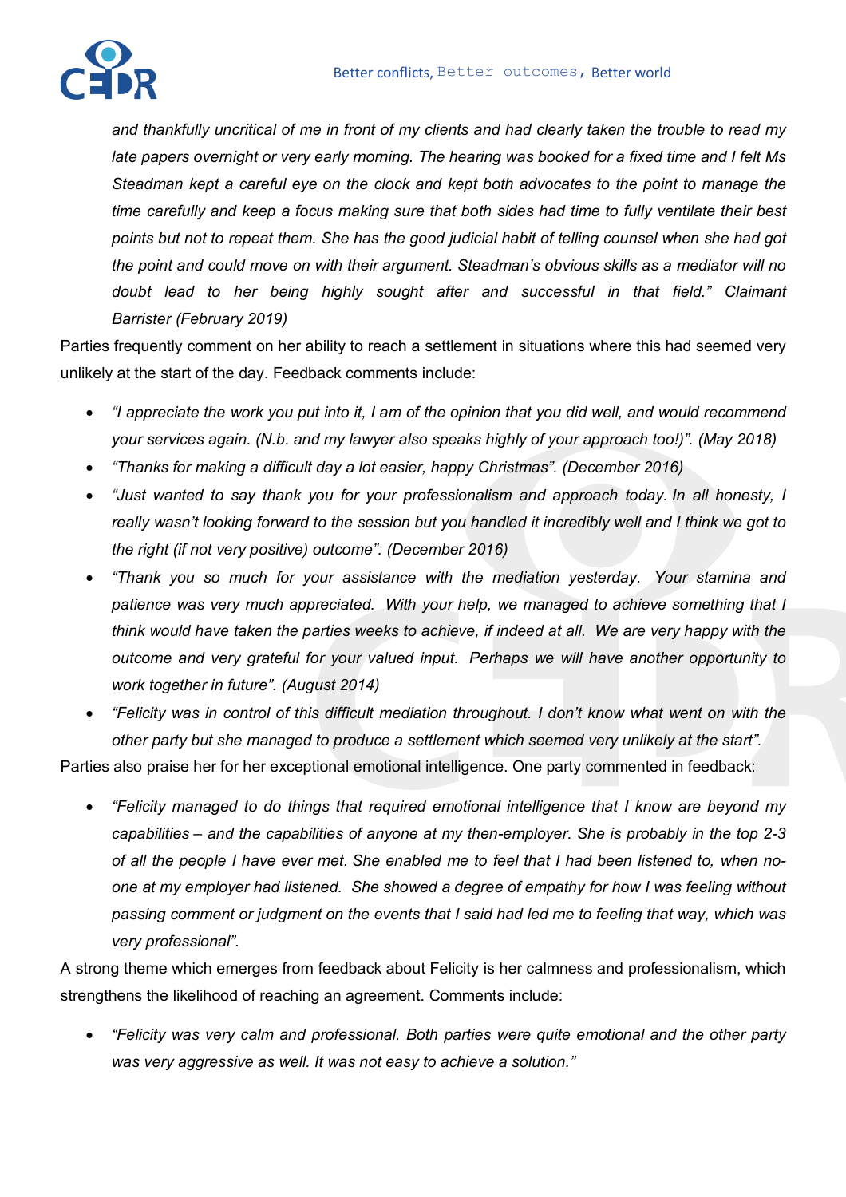*and thankfully uncritical of me in front of my clients and had clearly taken the trouble to read my late papers overnight or very early morning. The hearing was booked for a fixed time and I felt Ms Steadman kept a careful eye on the clock and kept both advocates to the point to manage the time carefully and keep a focus making sure that both sides had time to fully ventilate their best points but not to repeat them. She has the good judicial habit of telling counsel when she had got the point and could move on with their argument. Steadman's obvious skills as a mediator will no doubt lead to her being highly sought after and successful in that field." Claimant Barrister (February 2019)*

Parties frequently comment on her ability to reach a settlement in situations where this had seemed very unlikely at the start of the day. Feedback comments include:

- *"I appreciate the work you put into it, I am of the opinion that you did well, and would recommend your services again. (N.b. and my lawyer also speaks highly of your approach too!)". (May 2018)*
- *"Thanks for making a difficult day a lot easier, happy Christmas". (December 2016)*
- *"Just wanted to say thank you for your professionalism and approach today. In all honesty, I really wasn't looking forward to the session but you handled it incredibly well and I think we got to the right (if not very positive) outcome". (December 2016)*
- *"Thank you so much for your assistance with the mediation yesterday. Your stamina and patience was very much appreciated. With your help, we managed to achieve something that I think would have taken the parties weeks to achieve, if indeed at all. We are very happy with the outcome and very grateful for your valued input. Perhaps we will have another opportunity to work together in future". (August 2014)*
- *"Felicity was in control of this difficult mediation throughout. I don't know what went on with the other party but she managed to produce a settlement which seemed very unlikely at the start".*

Parties also praise her for her exceptional emotional intelligence. One party commented in feedback:

- *"Felicity managed to do things that required emotional intelligence that I know are beyond my capabilities – and the capabilities of anyone at my then-employer. She is probably in the top 2-3 of all the people I have ever met. She enabled me to feel that I had been listened to, when no-one at my employer had listened. She showed a degree of empathy for how I was feeling without passing comment or judgment on the events that I said had led me to feeling that way, which was very professional".*

A strong theme which emerges from feedback about Felicity is her calmness and professionalism, which strengthens the likelihood of reaching an agreement. Comments include:

- *"Felicity was very calm and professional. Both parties were quite emotional and the other party was very aggressive as well. It was not easy to achieve a solution."*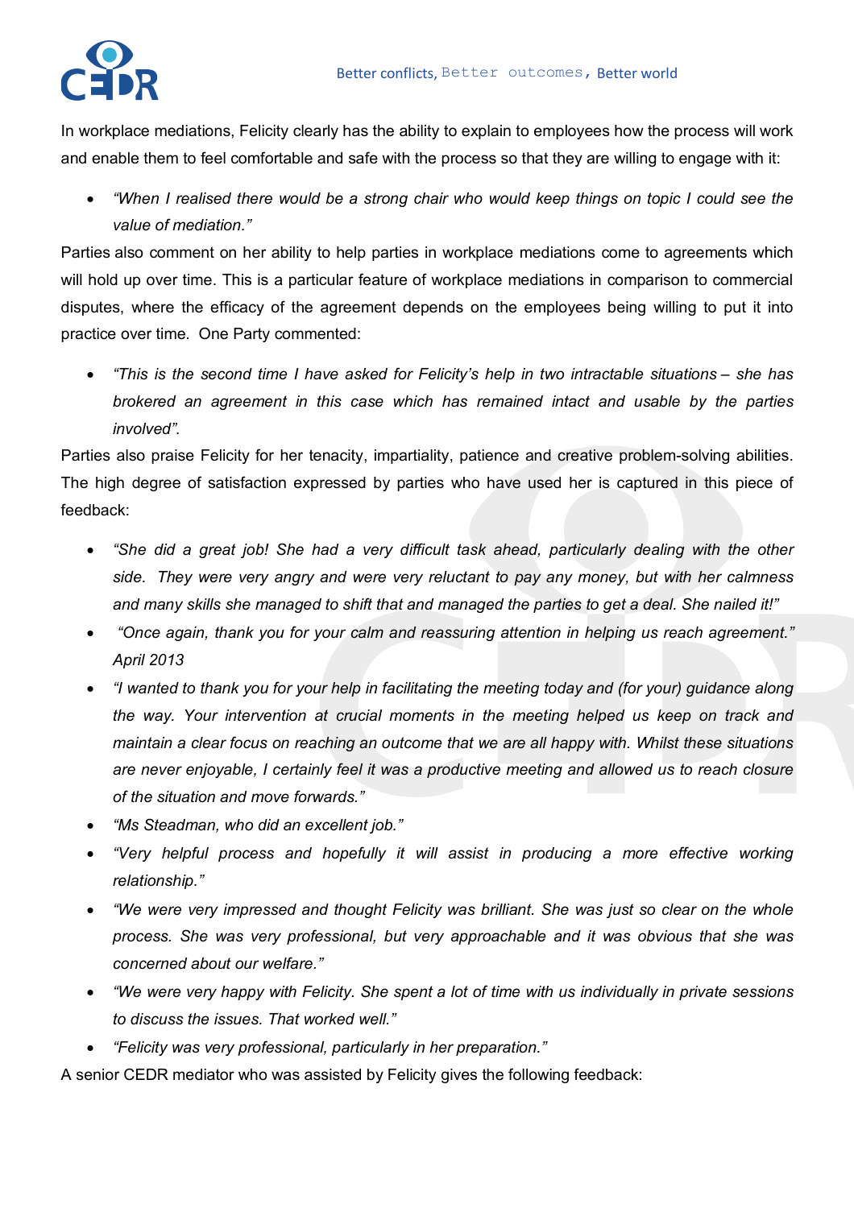In workplace mediations, Felicity clearly has the ability to explain to employees how the process will work and enable them to feel comfortable and safe with the process so that they are willing to engage with it:

- *"When I realised there would be a strong chair who would keep things on topic I could see the value of mediation."*

Parties also comment on her ability to help parties in workplace mediations come to agreements which will hold up over time. This is a particular feature of workplace mediations in comparison to commercial disputes, where the efficacy of the agreement depends on the employees being willing to put it into practice over time. One Party commented:

- *"This is the second time I have asked for Felicity's help in two intractable situations – she has brokered an agreement in this case which has remained intact and usable by the parties involved".*

Parties also praise Felicity for her tenacity, impartiality, patience and creative problem-solving abilities. The high degree of satisfaction expressed by parties who have used her is captured in this piece of feedback:

- *"She did a great job! She had a very difficult task ahead, particularly dealing with the other side. They were very angry and were very reluctant to pay any money, but with her calmness and many skills she managed to shift that and managed the parties to get a deal. She nailed it!"*
- *"Once again, thank you for your calm and reassuring attention in helping us reach agreement." April 2013*
- *"I wanted to thank you for your help in facilitating the meeting today and (for your) guidance along the way. Your intervention at crucial moments in the meeting helped us keep on track and maintain a clear focus on reaching an outcome that we are all happy with. Whilst these situations are never enjoyable, I certainly feel it was a productive meeting and allowed us to reach closure of the situation and move forwards."*
- *"Ms Steadman, who did an excellent job."*
- *"Very helpful process and hopefully it will assist in producing a more effective working relationship."*
- *"We were very impressed and thought Felicity was brilliant. She was just so clear on the whole process. She was very professional, but very approachable and it was obvious that she was concerned about our welfare."*
- *"We were very happy with Felicity. She spent a lot of time with us individually in private sessions to discuss the issues. That worked well."*
- *"Felicity was very professional, particularly in her preparation."*

A senior CEDR mediator who was assisted by Felicity gives the following feedback: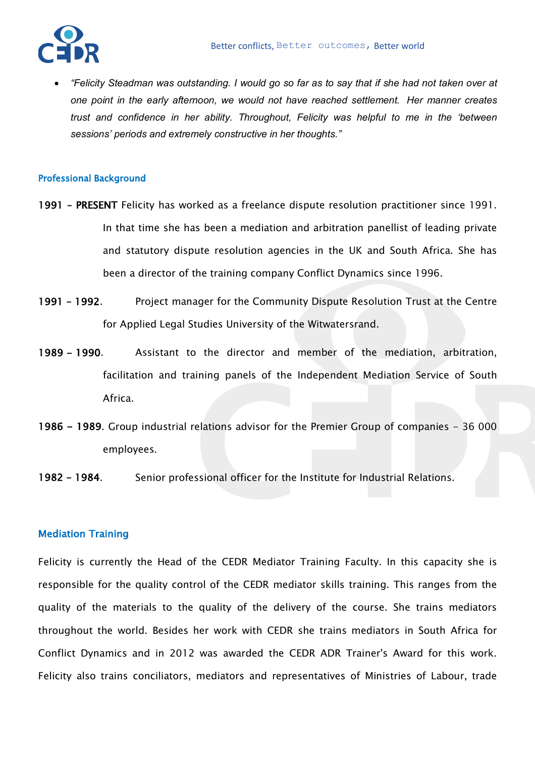- *"Felicity Steadman was outstanding. I would go so far as to say that if she had not taken over at one point in the early afternoon, we would not have reached settlement. Her manner creates trust and confidence in her ability. Throughout, Felicity was helpful to me in the 'between sessions' periods and extremely constructive in her thoughts."*

## Professional Background

**1991 – PRESENT** Felicity has worked as a freelance dispute resolution practitioner since 1991. In that time she has been a mediation and arbitration panellist of leading private and statutory dispute resolution agencies in the UK and South Africa. She has been a director of the training company Conflict Dynamics since 1996.

**1991 – 1992**. Project manager for the Community Dispute Resolution Trust at the Centre for Applied Legal Studies University of the Witwatersrand.

**1989 – 1990**. Assistant to the director and member of the mediation, arbitration, facilitation and training panels of the Independent Mediation Service of South Africa.

**1986 – 1989**. Group industrial relations advisor for the Premier Group of companies – 36 000 employees.

**1982 – 1984**. Senior professional officer for the Institute for Industrial Relations.

## Mediation Training

Felicity is currently the Head of the CEDR Mediator Training Faculty. In this capacity she is responsible for the quality control of the CEDR mediator skills training. This ranges from the quality of the materials to the quality of the delivery of the course. She trains mediators throughout the world. Besides her work with CEDR she trains mediators in South Africa for Conflict Dynamics and in 2012 was awarded the CEDR ADR Trainer's Award for this work. Felicity also trains conciliators, mediators and representatives of Ministries of Labour, trade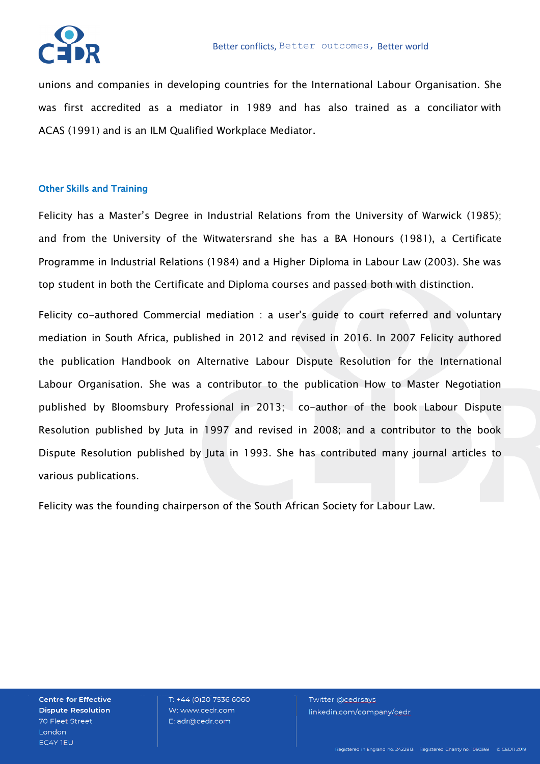unions and companies in developing countries for the International Labour Organisation. She was first accredited as a mediator in 1989 and has also trained as a conciliator with ACAS (1991) and is an ILM Qualified Workplace Mediator.

### Other Skills and Training

Felicity has a Master's Degree in Industrial Relations from the University of Warwick (1985); and from the University of the Witwatersrand she has a BA Honours (1981), a Certificate Programme in Industrial Relations (1984) and a Higher Diploma in Labour Law (2003). She was top student in both the Certificate and Diploma courses and passed both with distinction.

Felicity co-authored Commercial mediation : a user's guide to court referred and voluntary mediation in South Africa, published in 2012 and revised in 2016. In 2007 Felicity authored the publication Handbook on Alternative Labour Dispute Resolution for the International Labour Organisation. She was a contributor to the publication How to Master Negotiation published by Bloomsbury Professional in 2013; co-author of the book Labour Dispute Resolution published by Juta in 1997 and revised in 2008; and a contributor to the book Dispute Resolution published by Juta in 1993. She has contributed many journal articles to various publications.

Felicity was the founding chairperson of the South African Society for Labour Law.